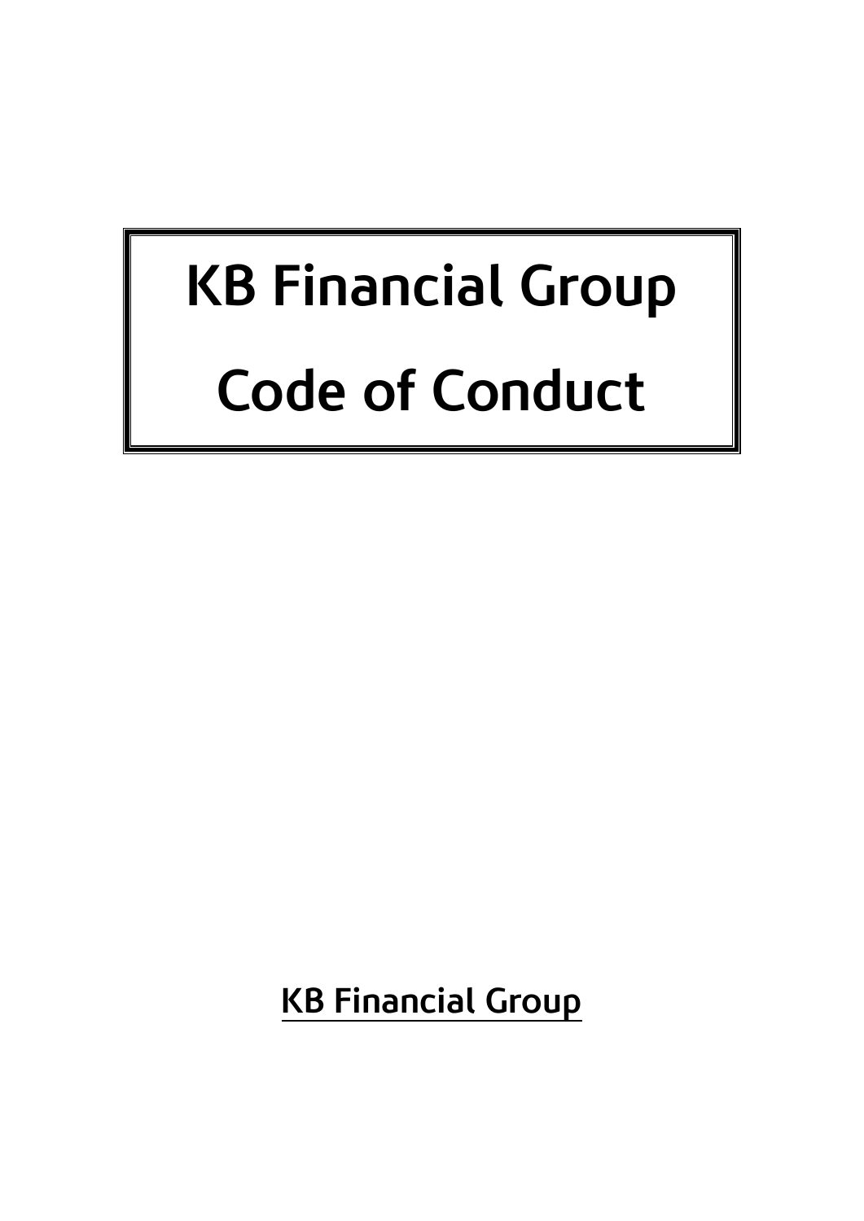# KB Financial Group Code of Conduct

KB Financial Group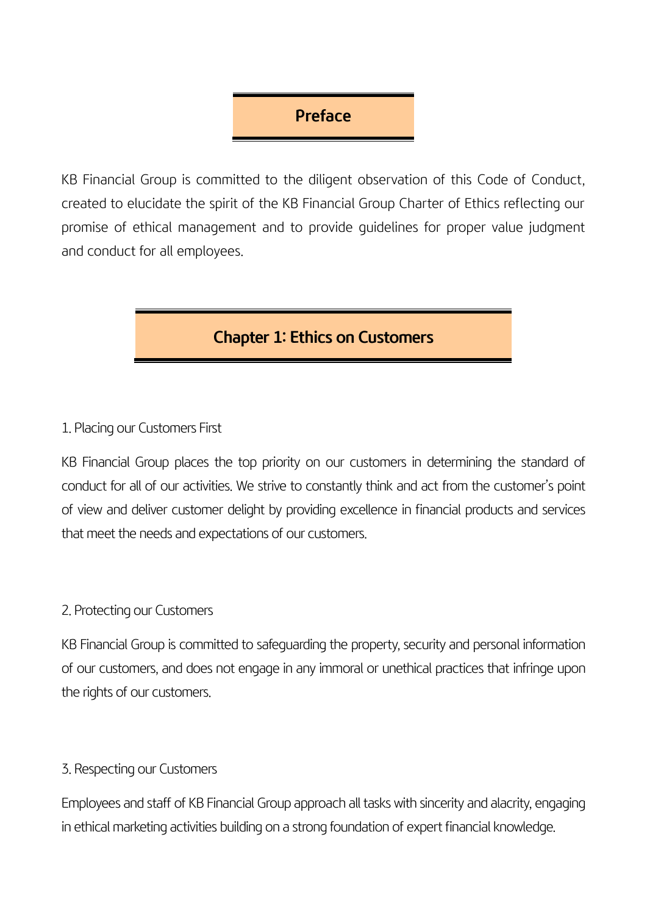## Preface

KB Financial Group is committed to the diligent observation of this Code of Conduct, created to elucidate the spirit of the KB Financial Group Charter of Ethics reflecting our promise of ethical management and to provide guidelines for proper value judgment and conduct for all employees.

## Chapter 1: Ethics on Customers

### 1. Placing our Customers First

KB Financial Group places the top priority on our customers in determining the standard of conduct for all of our activities. We strive to constantly think and act from the customer's point of view and deliver customer delight by providing excellence in financial products and services that meet the needs and expectations of our customers.

### 2. Protecting our Customers

KB Financial Group is committed to safeguarding the property, security and personal information of our customers, and does not engage in any immoral or unethical practices that infringe upon the rights of our customers.

### 3. Respecting our Customers

Employees and staff of KB Financial Group approach all tasks with sincerity and alacrity, engaging in ethical marketing activities building on a strong foundation of expert financial knowledge.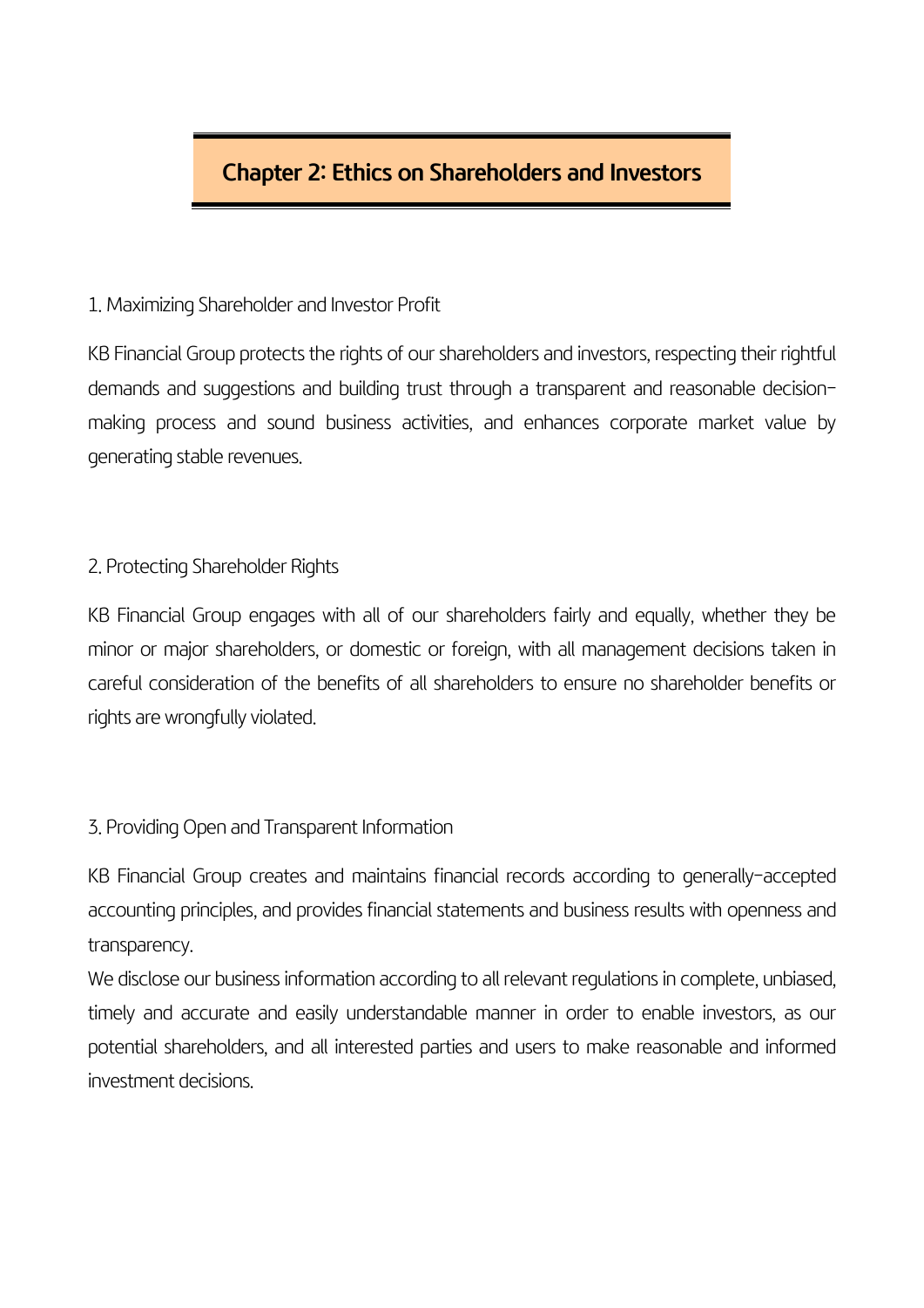# Chapter 2: Ethics on Shareholders and Investors

1. Maximizing Shareholder and Investor Profit

KB Financial Group protects the rights of our shareholders and investors, respecting their rightful demands and suggestions and building trust through a transparent and reasonable decision-making process and sound business activities, and enhances corporate market value by generating stable revenues.

2. Protecting Shareholder Rights

KB Financial Group engages with all of our shareholders fairly and equally, whether they be minor or major shareholders, or domestic or foreign, with all management decisions taken in careful consideration of the benefits of all shareholders to ensure no shareholder benefits or rights are wrongfully violated.

3. Providing Open and Transparent Information

KB Financial Group creates and maintains financial records according to generally-accepted accounting principles, and provides financial statements and business results with openness and transparency.

We disclose our business information according to all relevant regulations in complete, unbiased, timely and accurate and easily understandable manner in order to enable investors, as our potential shareholders, and all interested parties and users to make reasonable and informed investment decisions.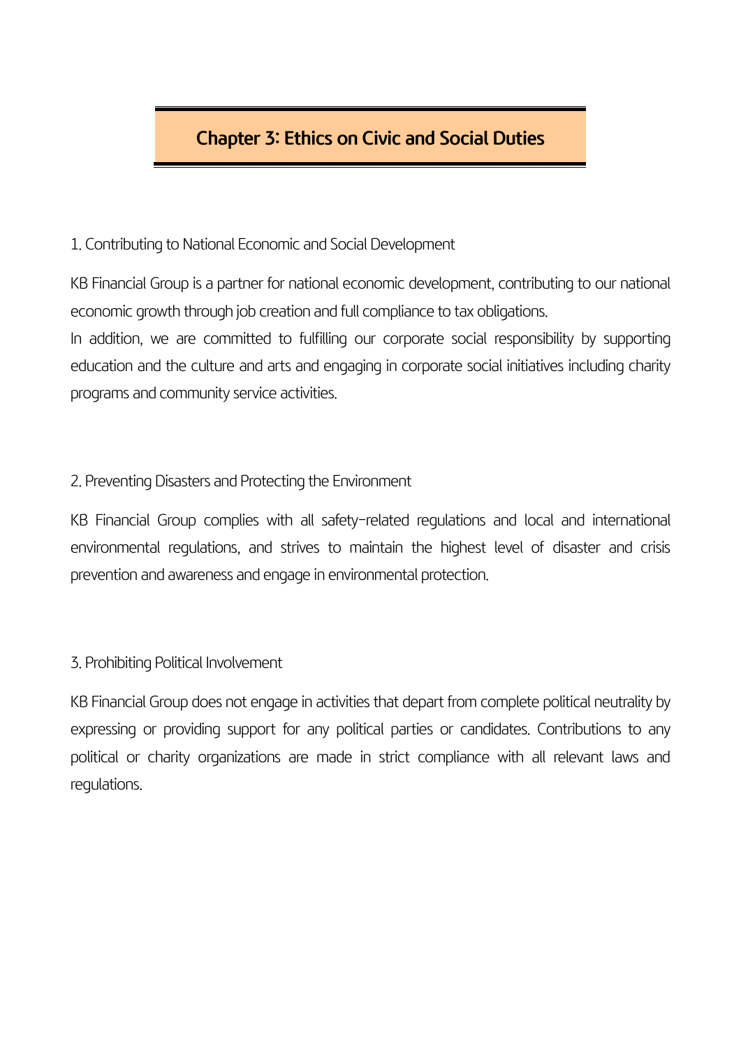## Chapter 3: Ethics on Civic and Social Duties

### 1. Contributing to National Economic and Social Development

KB Financial Group is a partner for national economic development, contributing to our national economic growth through job creation and full compliance to tax obligations.
In addition, we are committed to fulfilling our corporate social responsibility by supporting education and the culture and arts and engaging in corporate social initiatives including charity programs and community service activities.

### 2. Preventing Disasters and Protecting the Environment

KB Financial Group complies with all safety-related regulations and local and international environmental regulations, and strives to maintain the highest level of disaster and crisis prevention and awareness and engage in environmental protection.

### 3. Prohibiting Political Involvement

KB Financial Group does not engage in activities that depart from complete political neutrality by expressing or providing support for any political parties or candidates. Contributions to any political or charity organizations are made in strict compliance with all relevant laws and regulations.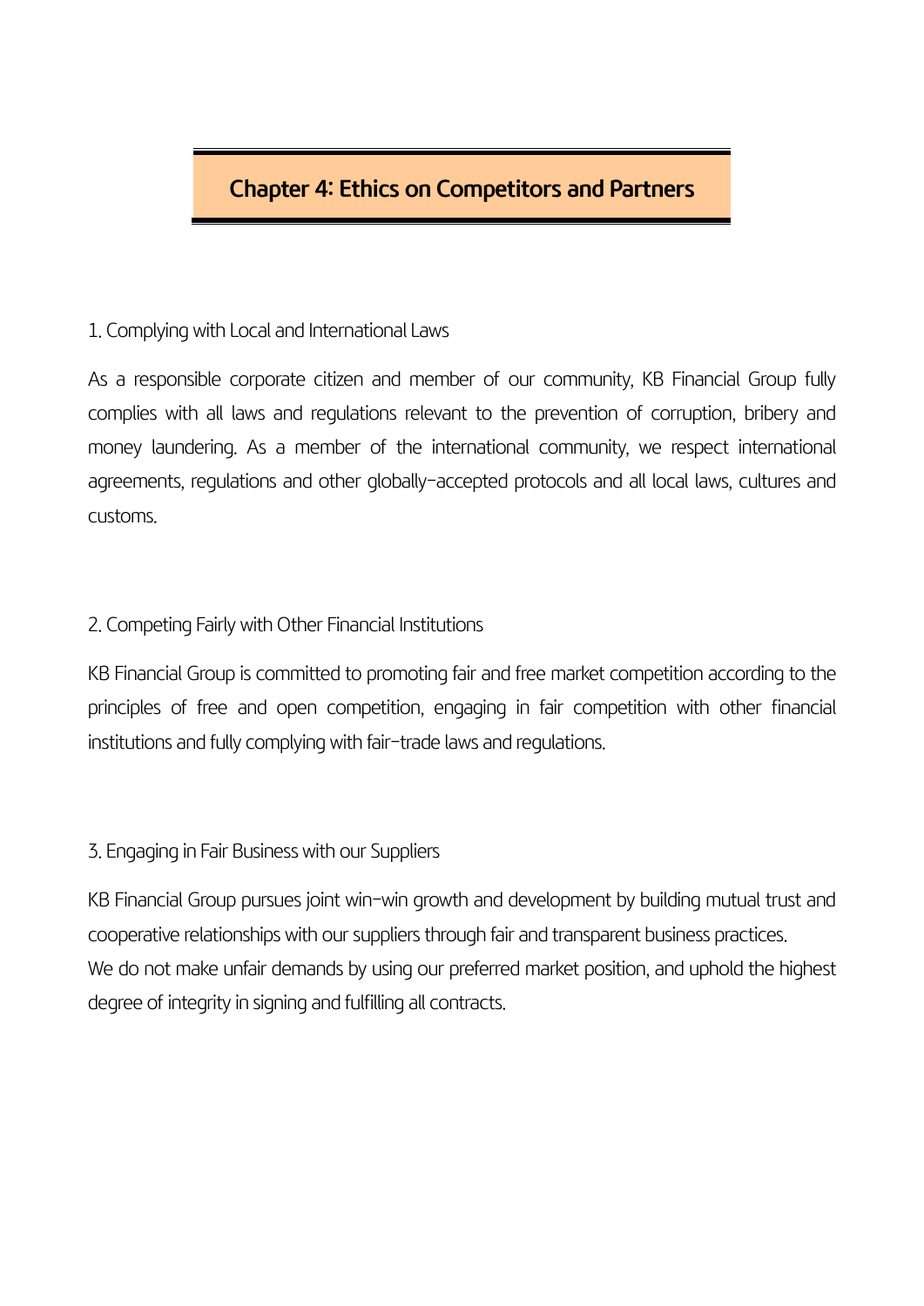## Chapter 4: Ethics on Competitors and Partners

### 1. Complying with Local and International Laws

As a responsible corporate citizen and member of our community, KB Financial Group fully complies with all laws and regulations relevant to the prevention of corruption, bribery and money laundering. As a member of the international community, we respect international agreements, regulations and other globally-accepted protocols and all local laws, cultures and customs.

### 2. Competing Fairly with Other Financial Institutions

KB Financial Group is committed to promoting fair and free market competition according to the principles of free and open competition, engaging in fair competition with other financial institutions and fully complying with fair-trade laws and regulations.

### 3. Engaging in Fair Business with our Suppliers

KB Financial Group pursues joint win-win growth and development by building mutual trust and cooperative relationships with our suppliers through fair and transparent business practices.
We do not make unfair demands by using our preferred market position, and uphold the highest degree of integrity in signing and fulfilling all contracts.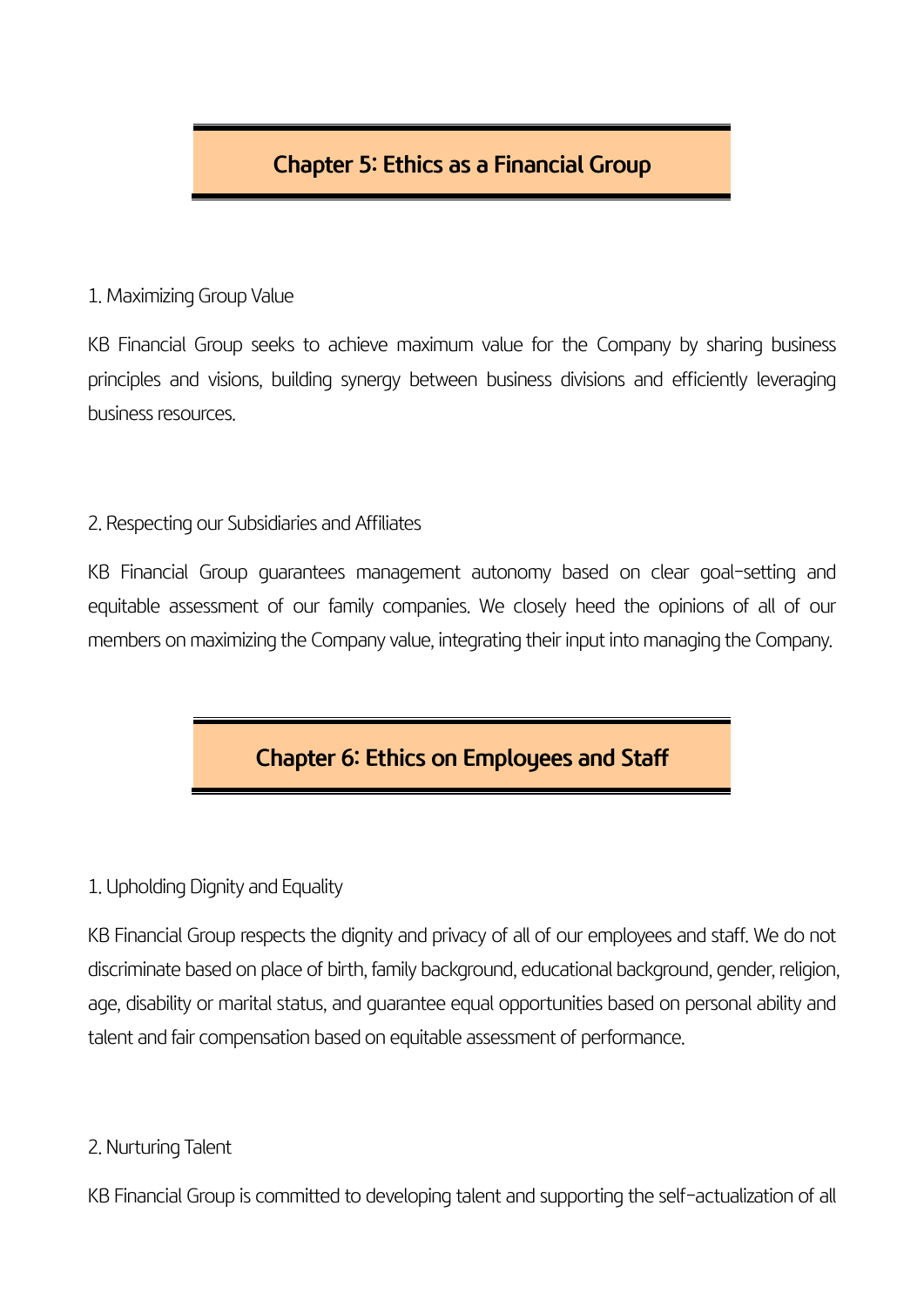## Chapter 5: Ethics as a Financial Group

### 1. Maximizing Group Value

KB Financial Group seeks to achieve maximum value for the Company by sharing business principles and visions, building synergy between business divisions and efficiently leveraging business resources.

### 2. Respecting our Subsidiaries and Affiliates

KB Financial Group guarantees management autonomy based on clear goal-setting and equitable assessment of our family companies. We closely heed the opinions of all of our members on maximizing the Company value, integrating their input into managing the Company.

## Chapter 6: Ethics on Employees and Staff

### 1. Upholding Dignity and Equality

KB Financial Group respects the dignity and privacy of all of our employees and staff. We do not discriminate based on place of birth, family background, educational background, gender, religion, age, disability or marital status, and guarantee equal opportunities based on personal ability and talent and fair compensation based on equitable assessment of performance.

### 2. Nurturing Talent

KB Financial Group is committed to developing talent and supporting the self-actualization of all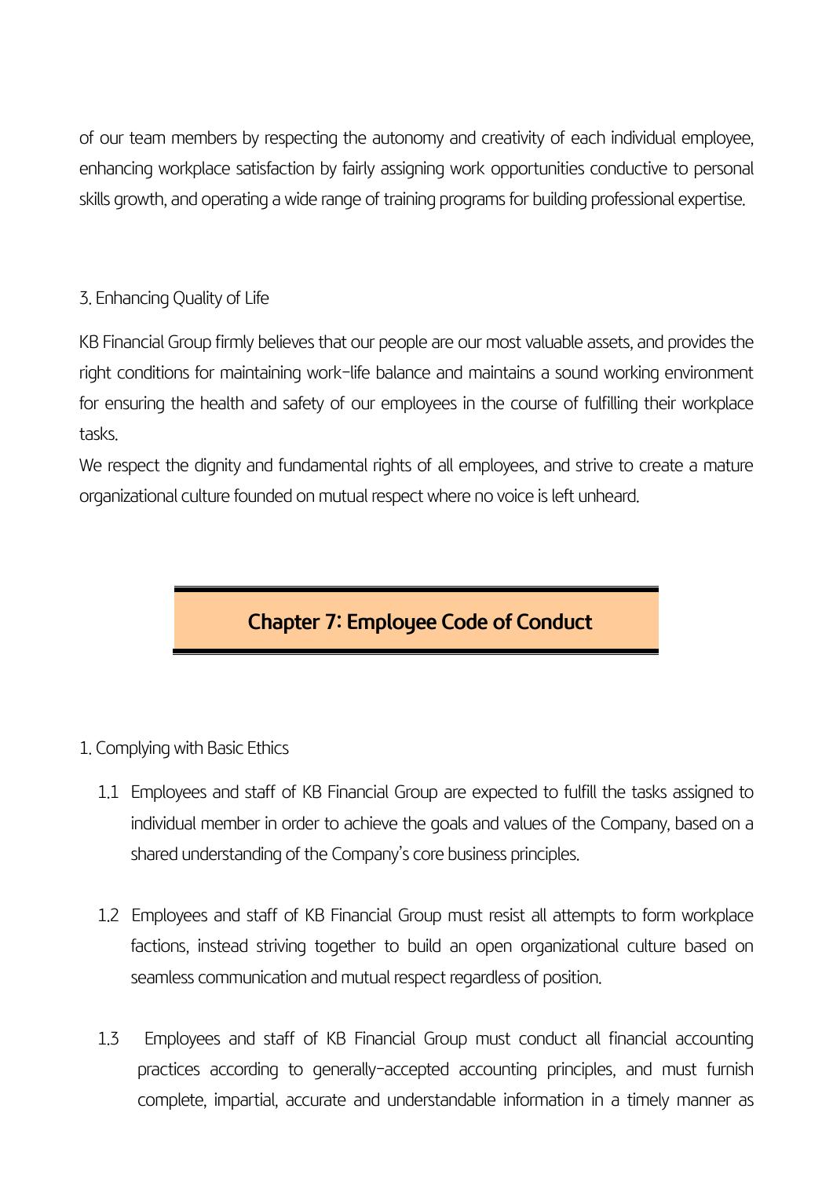of our team members by respecting the autonomy and creativity of each individual employee, enhancing workplace satisfaction by fairly assigning work opportunities conductive to personal skills growth, and operating a wide range of training programs for building professional expertise.

3. Enhancing Quality of Life

KB Financial Group firmly believes that our people are our most valuable assets, and provides the right conditions for maintaining work-life balance and maintains a sound working environment for ensuring the health and safety of our employees in the course of fulfilling their workplace tasks.

We respect the dignity and fundamental rights of all employees, and strive to create a mature organizational culture founded on mutual respect where no voice is left unheard.

## Chapter 7: Employee Code of Conduct

1. Complying with Basic Ethics

1.1 Employees and staff of KB Financial Group are expected to fulfill the tasks assigned to individual member in order to achieve the goals and values of the Company, based on a shared understanding of the Company's core business principles.

1.2 Employees and staff of KB Financial Group must resist all attempts to form workplace factions, instead striving together to build an open organizational culture based on seamless communication and mutual respect regardless of position.

1.3 Employees and staff of KB Financial Group must conduct all financial accounting practices according to generally-accepted accounting principles, and must furnish complete, impartial, accurate and understandable information in a timely manner as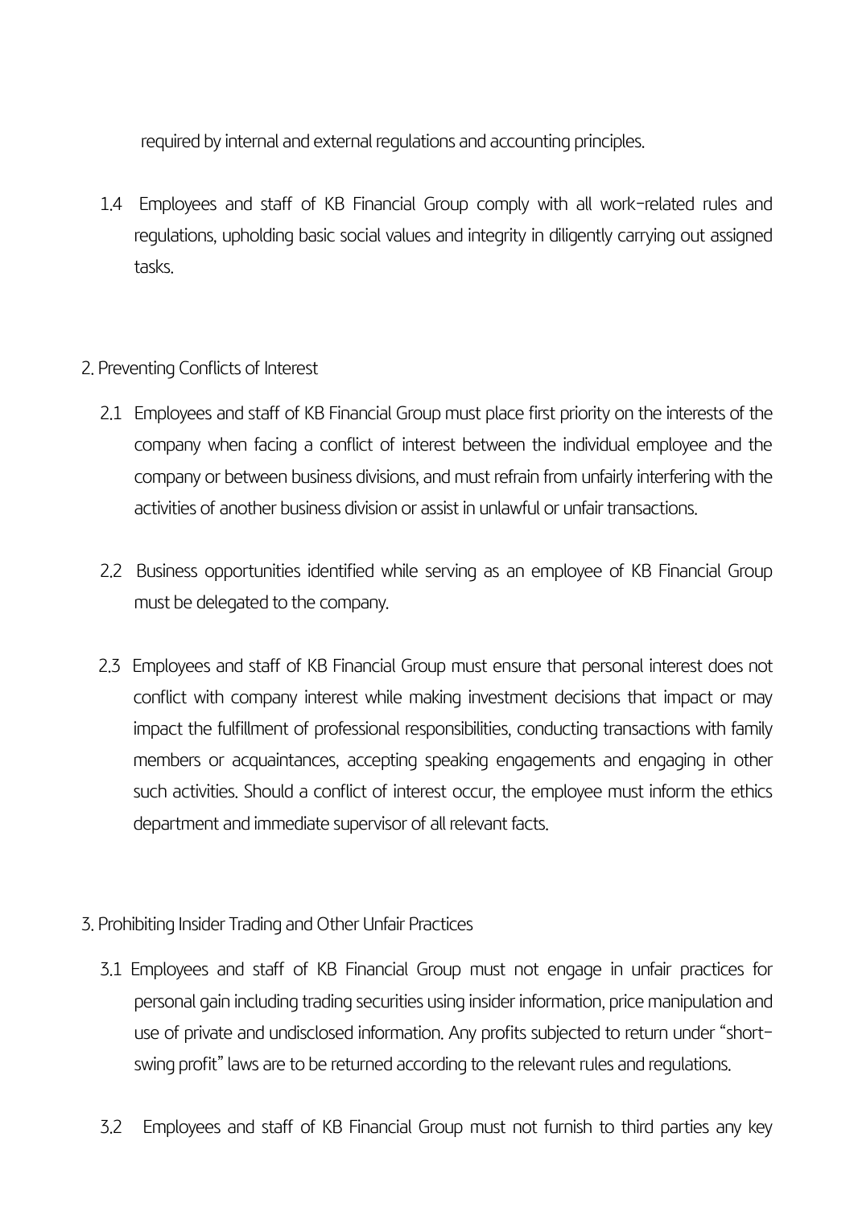required by internal and external regulations and accounting principles.

1.4 Employees and staff of KB Financial Group comply with all work-related rules and regulations, upholding basic social values and integrity in diligently carrying out assigned tasks.

2. Preventing Conflicts of Interest

2.1 Employees and staff of KB Financial Group must place first priority on the interests of the company when facing a conflict of interest between the individual employee and the company or between business divisions, and must refrain from unfairly interfering with the activities of another business division or assist in unlawful or unfair transactions.

2.2 Business opportunities identified while serving as an employee of KB Financial Group must be delegated to the company.

2.3 Employees and staff of KB Financial Group must ensure that personal interest does not conflict with company interest while making investment decisions that impact or may impact the fulfillment of professional responsibilities, conducting transactions with family members or acquaintances, accepting speaking engagements and engaging in other such activities. Should a conflict of interest occur, the employee must inform the ethics department and immediate supervisor of all relevant facts.

3. Prohibiting Insider Trading and Other Unfair Practices

3.1 Employees and staff of KB Financial Group must not engage in unfair practices for personal gain including trading securities using insider information, price manipulation and use of private and undisclosed information. Any profits subjected to return under "short-swing profit" laws are to be returned according to the relevant rules and regulations.

3.2 Employees and staff of KB Financial Group must not furnish to third parties any key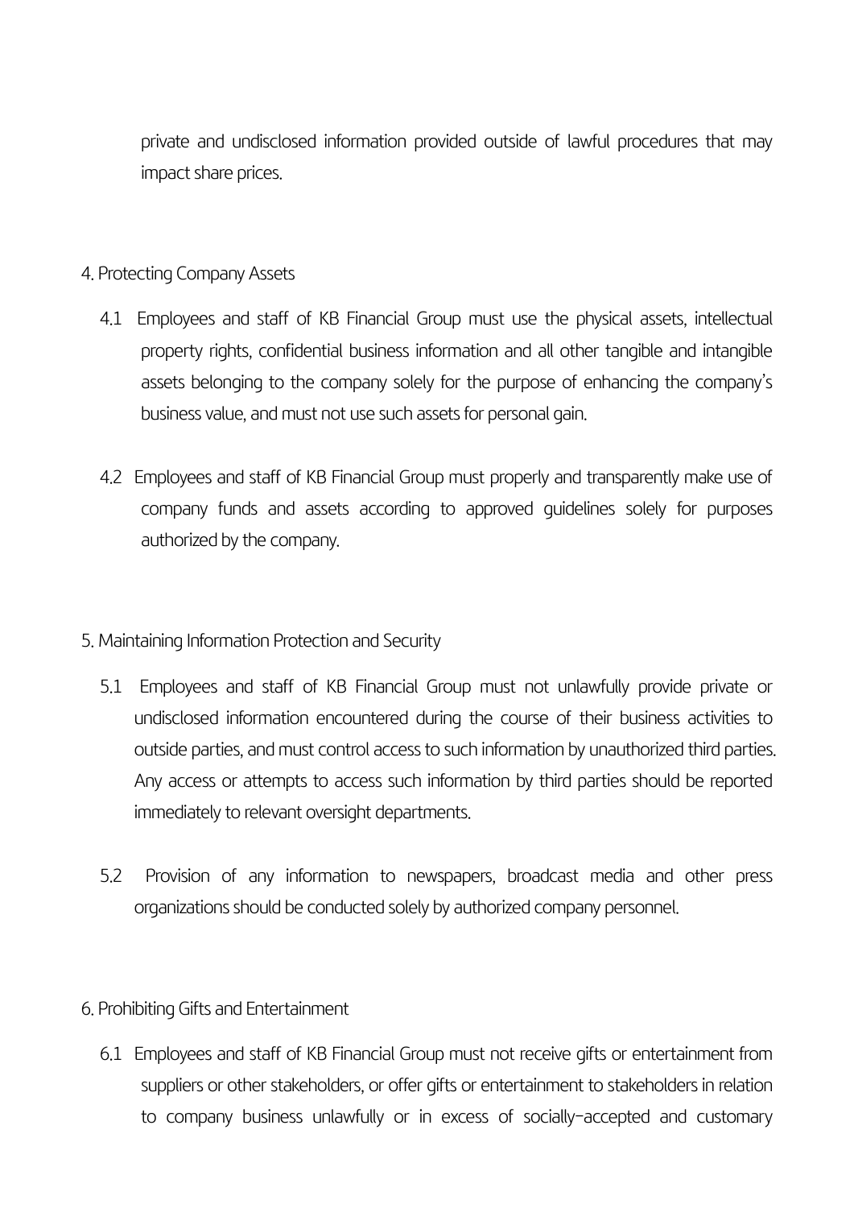private and undisclosed information provided outside of lawful procedures that may impact share prices.

4. Protecting Company Assets

4.1 Employees and staff of KB Financial Group must use the physical assets, intellectual property rights, confidential business information and all other tangible and intangible assets belonging to the company solely for the purpose of enhancing the company's business value, and must not use such assets for personal gain.

4.2 Employees and staff of KB Financial Group must properly and transparently make use of company funds and assets according to approved guidelines solely for purposes authorized by the company.

5. Maintaining Information Protection and Security

5.1 Employees and staff of KB Financial Group must not unlawfully provide private or undisclosed information encountered during the course of their business activities to outside parties, and must control access to such information by unauthorized third parties. Any access or attempts to access such information by third parties should be reported immediately to relevant oversight departments.

5.2 Provision of any information to newspapers, broadcast media and other press organizations should be conducted solely by authorized company personnel.

6. Prohibiting Gifts and Entertainment

6.1 Employees and staff of KB Financial Group must not receive gifts or entertainment from suppliers or other stakeholders, or offer gifts or entertainment to stakeholders in relation to company business unlawfully or in excess of socially-accepted and customary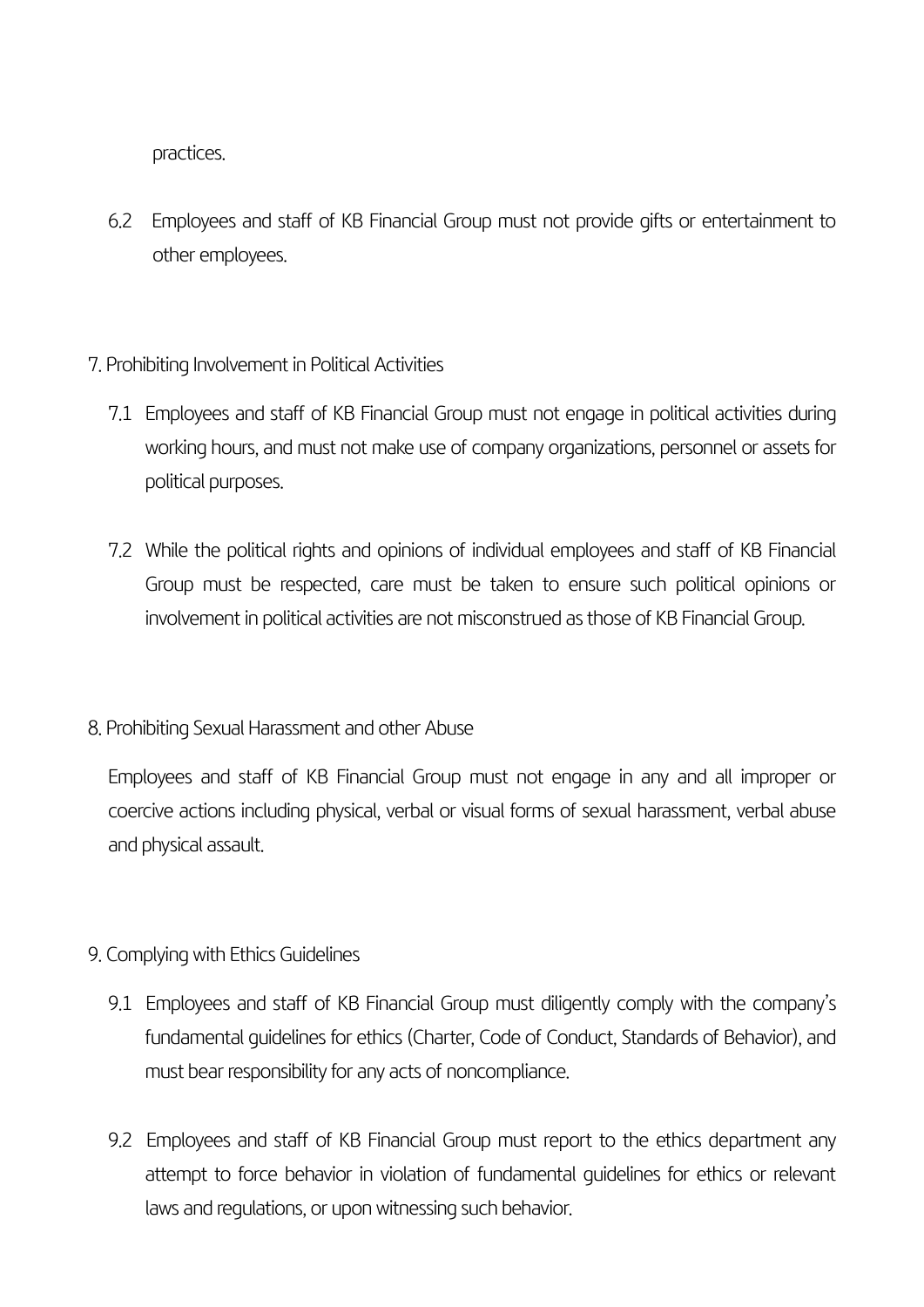practices.

6.2 Employees and staff of KB Financial Group must not provide gifts or entertainment to other employees.

## 7. Prohibiting Involvement in Political Activities

7.1 Employees and staff of KB Financial Group must not engage in political activities during working hours, and must not make use of company organizations, personnel or assets for political purposes.

7.2 While the political rights and opinions of individual employees and staff of KB Financial Group must be respected, care must be taken to ensure such political opinions or involvement in political activities are not misconstrued as those of KB Financial Group.

## 8. Prohibiting Sexual Harassment and other Abuse

Employees and staff of KB Financial Group must not engage in any and all improper or coercive actions including physical, verbal or visual forms of sexual harassment, verbal abuse and physical assault.

## 9. Complying with Ethics Guidelines

9.1 Employees and staff of KB Financial Group must diligently comply with the company's fundamental guidelines for ethics (Charter, Code of Conduct, Standards of Behavior), and must bear responsibility for any acts of noncompliance.

9.2 Employees and staff of KB Financial Group must report to the ethics department any attempt to force behavior in violation of fundamental guidelines for ethics or relevant laws and regulations, or upon witnessing such behavior.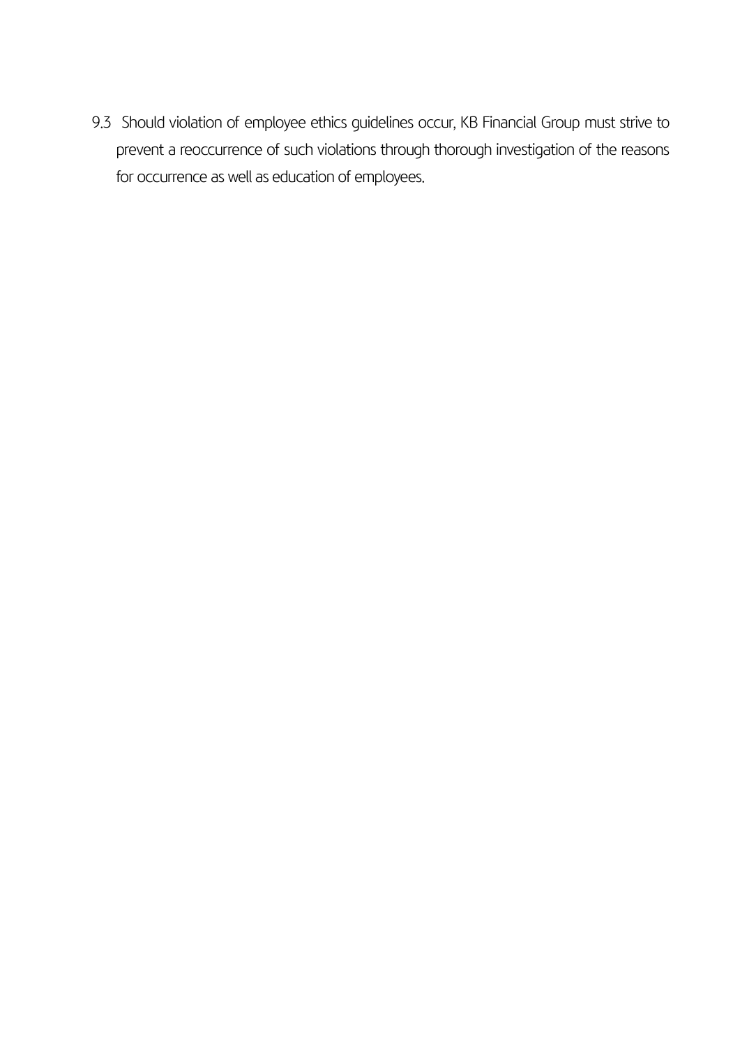9.3 Should violation of employee ethics guidelines occur, KB Financial Group must strive to prevent a reoccurrence of such violations through thorough investigation of the reasons for occurrence as well as education of employees.